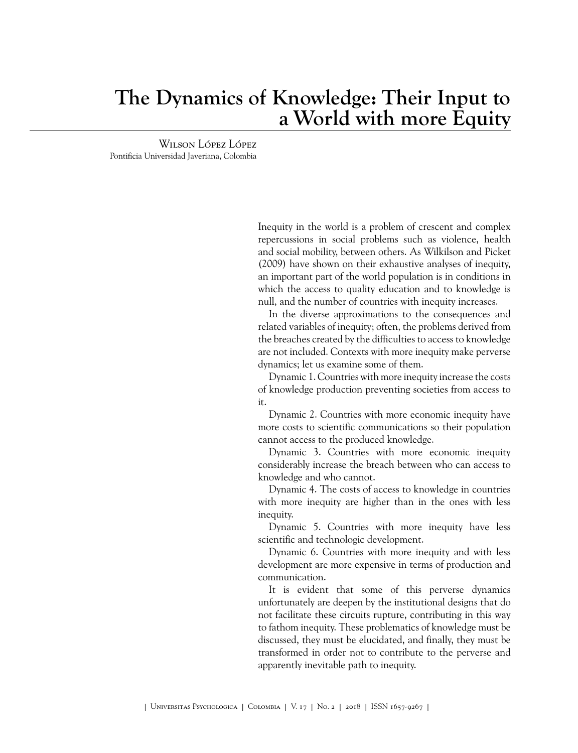# The Dynamics of Knowledge: Their Input to a World with more Equity

Wilson López López
Pontificia Universidad Javeriana, Colombia

Inequity in the world is a problem of crescent and complex repercussions in social problems such as violence, health and social mobility, between others. As Wilkilson and Picket (2009) have shown on their exhaustive analyses of inequity, an important part of the world population is in conditions in which the access to quality education and to knowledge is null, and the number of countries with inequity increases.

In the diverse approximations to the consequences and related variables of inequity; often, the problems derived from the breaches created by the difficulties to access to knowledge are not included. Contexts with more inequity make perverse dynamics; let us examine some of them.

Dynamic 1. Countries with more inequity increase the costs of knowledge production preventing societies from access to it.

Dynamic 2. Countries with more economic inequity have more costs to scientific communications so their population cannot access to the produced knowledge.

Dynamic 3. Countries with more economic inequity considerably increase the breach between who can access to knowledge and who cannot.

Dynamic 4. The costs of access to knowledge in countries with more inequity are higher than in the ones with less inequity.

Dynamic 5. Countries with more inequity have less scientific and technologic development.

Dynamic 6. Countries with more inequity and with less development are more expensive in terms of production and communication.

It is evident that some of this perverse dynamics unfortunately are deepen by the institutional designs that do not facilitate these circuits rupture, contributing in this way to fathom inequity. These problematics of knowledge must be discussed, they must be elucidated, and finally, they must be transformed in order not to contribute to the perverse and apparently inevitable path to inequity.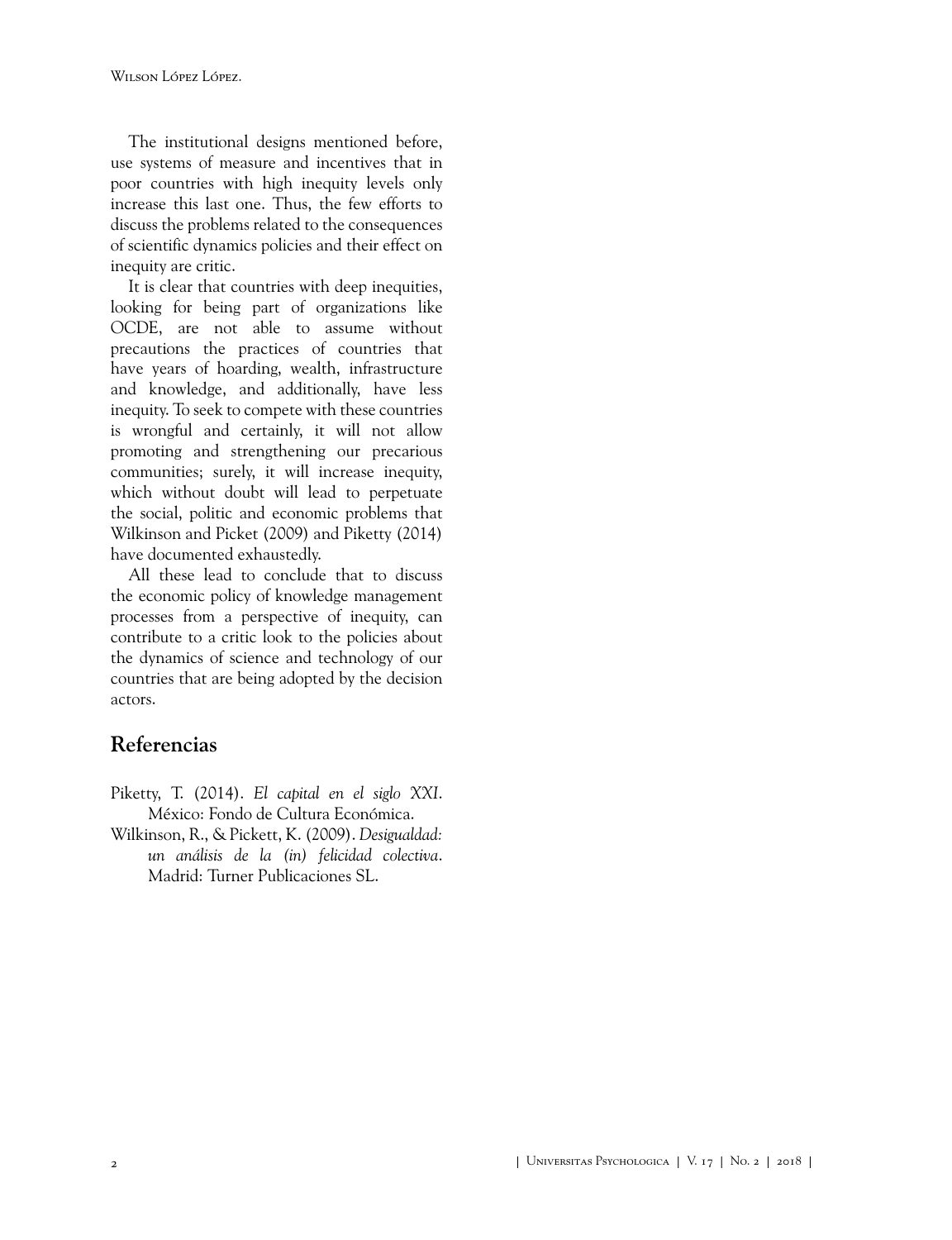The institutional designs mentioned before, use systems of measure and incentives that in poor countries with high inequity levels only increase this last one. Thus, the few efforts to discuss the problems related to the consequences of scientific dynamics policies and their effect on inequity are critic.

It is clear that countries with deep inequities, looking for being part of organizations like OCDE, are not able to assume without precautions the practices of countries that have years of hoarding, wealth, infrastructure and knowledge, and additionally, have less inequity. To seek to compete with these countries is wrongful and certainly, it will not allow promoting and strengthening our precarious communities; surely, it will increase inequity, which without doubt will lead to perpetuate the social, politic and economic problems that Wilkinson and Picket (2009) and Piketty (2014) have documented exhaustedly.

All these lead to conclude that to discuss the economic policy of knowledge management processes from a perspective of inequity, can contribute to a critic look to the policies about the dynamics of science and technology of our countries that are being adopted by the decision actors.

## Referencias

Piketty, T. (2014). *El capital en el siglo XXI*. México: Fondo de Cultura Económica.

Wilkinson, R., & Pickett, K. (2009). *Desigualdad: un análisis de la (in) felicidad colectiva*. Madrid: Turner Publicaciones SL.